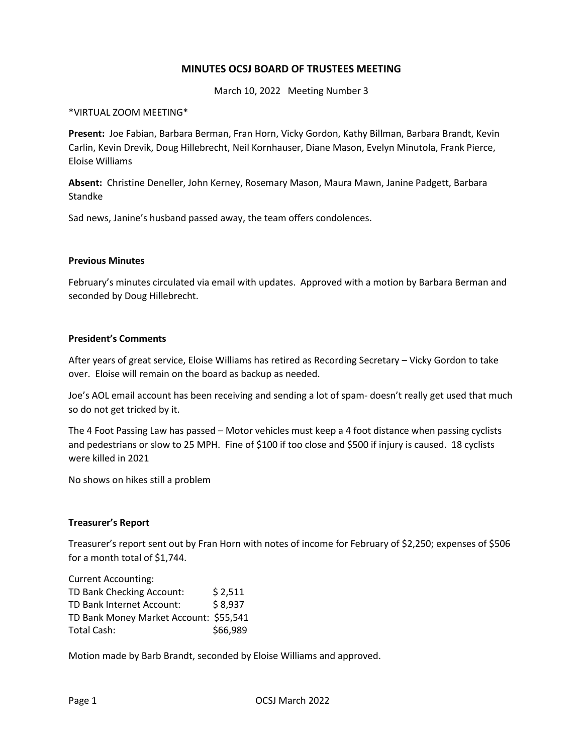# MINUTES OCSJ BOARD OF TRUSTEES MEETING

March 10, 2022 Meeting Number 3

*VIRTUAL ZOOM MEETING*

**Present:** Joe Fabian, Barbara Berman, Fran Horn, Vicky Gordon, Kathy Billman, Barbara Brandt, Kevin Carlin, Kevin Drevik, Doug Hillebrecht, Neil Kornhauser, Diane Mason, Evelyn Minutola, Frank Pierce, Eloise Williams

**Absent:** Christine Deneller, John Kerney, Rosemary Mason, Maura Mawn, Janine Padgett, Barbara Standke

Sad news, Janine's husband passed away, the team offers condolences.

### Previous Minutes

February's minutes circulated via email with updates. Approved with a motion by Barbara Berman and seconded by Doug Hillebrecht.

### President's Comments

After years of great service, Eloise Williams has retired as Recording Secretary – Vicky Gordon to take over. Eloise will remain on the board as backup as needed.

Joe's AOL email account has been receiving and sending a lot of spam- doesn't really get used that much so do not get tricked by it.

The 4 Foot Passing Law has passed – Motor vehicles must keep a 4 foot distance when passing cyclists and pedestrians or slow to 25 MPH. Fine of $100 if too close and $500 if injury is caused. 18 cyclists were killed in 2021

No shows on hikes still a problem

### Treasurer's Report

Treasurer's report sent out by Fran Horn with notes of income for February of $2,250; expenses of $506 for a month total of $1,744.

Current Accounting:

| | |
|---|---|
| TD Bank Checking Account: | $ 2,511 |
| TD Bank Internet Account: | $ 8,937 |
| TD Bank Money Market Account: | $55,541 |
| Total Cash: | $66,989 |

Motion made by Barb Brandt, seconded by Eloise Williams and approved.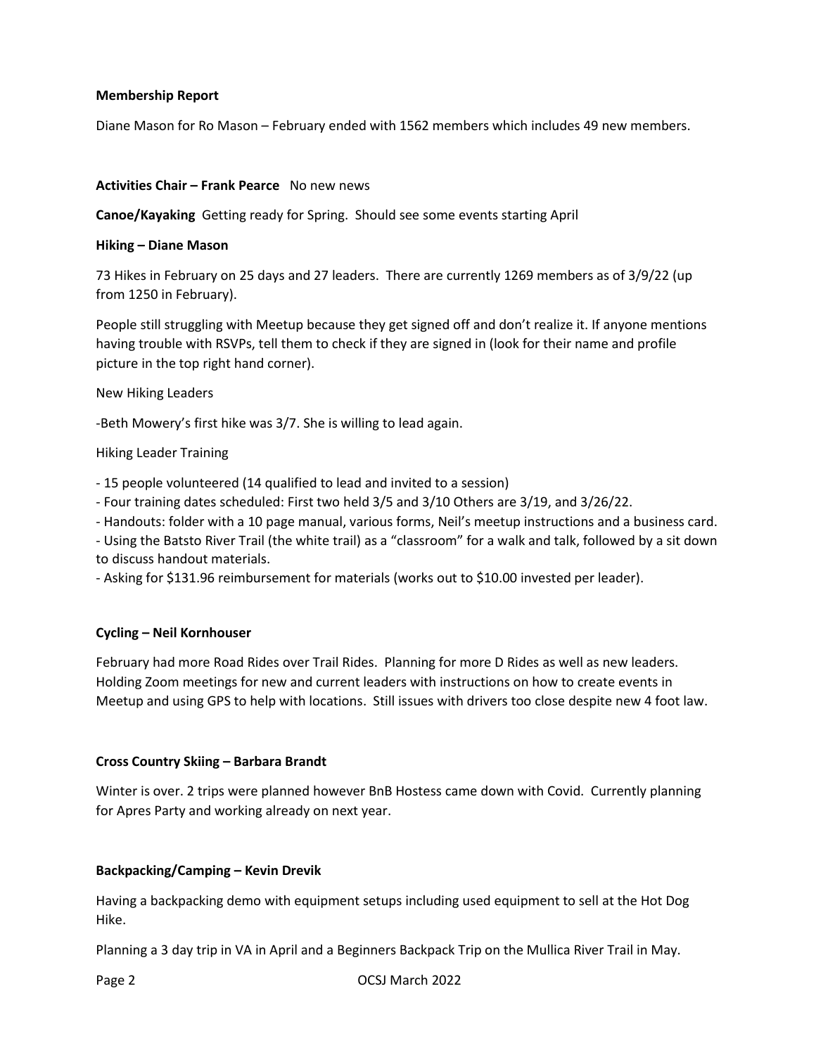**Membership Report**

Diane Mason for Ro Mason – February ended with 1562 members which includes 49 new members.

**Activities Chair – Frank Pearce** No new news

**Canoe/Kayaking** Getting ready for Spring. Should see some events starting April

**Hiking – Diane Mason**

73 Hikes in February on 25 days and 27 leaders. There are currently 1269 members as of 3/9/22 (up from 1250 in February).

People still struggling with Meetup because they get signed off and don't realize it. If anyone mentions having trouble with RSVPs, tell them to check if they are signed in (look for their name and profile picture in the top right hand corner).

New Hiking Leaders

-Beth Mowery's first hike was 3/7. She is willing to lead again.

Hiking Leader Training

- 15 people volunteered (14 qualified to lead and invited to a session)
- Four training dates scheduled: First two held 3/5 and 3/10 Others are 3/19, and 3/26/22.
- Handouts: folder with a 10 page manual, various forms, Neil's meetup instructions and a business card.
- Using the Batsto River Trail (the white trail) as a "classroom" for a walk and talk, followed by a sit down to discuss handout materials.
- Asking for $131.96 reimbursement for materials (works out to $10.00 invested per leader).

**Cycling – Neil Kornhouser**

February had more Road Rides over Trail Rides. Planning for more D Rides as well as new leaders. Holding Zoom meetings for new and current leaders with instructions on how to create events in Meetup and using GPS to help with locations. Still issues with drivers too close despite new 4 foot law.

**Cross Country Skiing – Barbara Brandt**

Winter is over. 2 trips were planned however BnB Hostess came down with Covid. Currently planning for Apres Party and working already on next year.

**Backpacking/Camping – Kevin Drevik**

Having a backpacking demo with equipment setups including used equipment to sell at the Hot Dog Hike.

Planning a 3 day trip in VA in April and a Beginners Backpack Trip on the Mullica River Trail in May.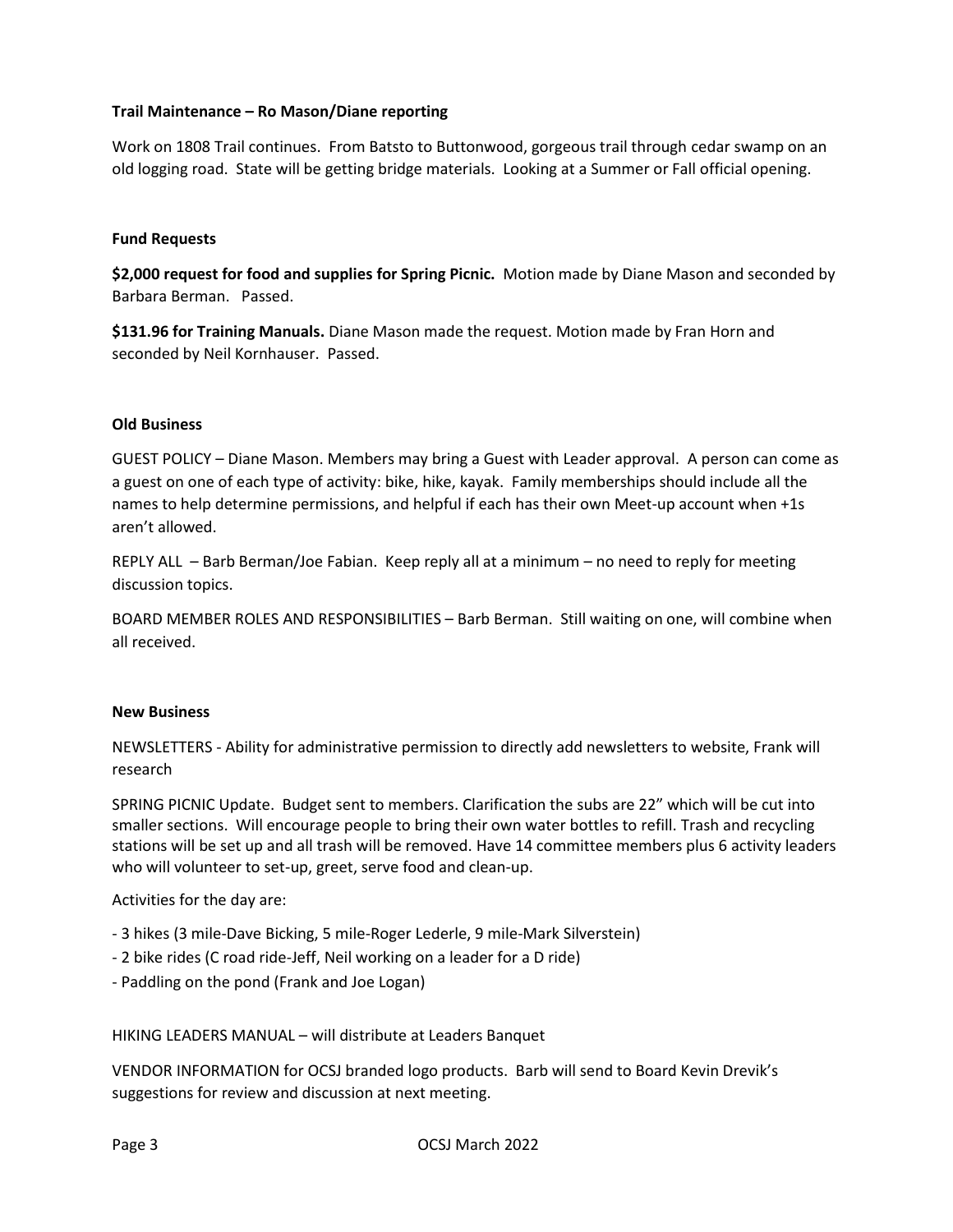**Trail Maintenance – Ro Mason/Diane reporting**

Work on 1808 Trail continues. From Batsto to Buttonwood, gorgeous trail through cedar swamp on an old logging road. State will be getting bridge materials. Looking at a Summer or Fall official opening.

**Fund Requests**

**$2,000 request for food and supplies for Spring Picnic.** Motion made by Diane Mason and seconded by Barbara Berman. Passed.

**$131.96 for Training Manuals.** Diane Mason made the request. Motion made by Fran Horn and seconded by Neil Kornhauser. Passed.

**Old Business**

GUEST POLICY – Diane Mason. Members may bring a Guest with Leader approval. A person can come as a guest on one of each type of activity: bike, hike, kayak. Family memberships should include all the names to help determine permissions, and helpful if each has their own Meet-up account when +1s aren't allowed.

REPLY ALL – Barb Berman/Joe Fabian. Keep reply all at a minimum – no need to reply for meeting discussion topics.

BOARD MEMBER ROLES AND RESPONSIBILITIES – Barb Berman. Still waiting on one, will combine when all received.

**New Business**

NEWSLETTERS - Ability for administrative permission to directly add newsletters to website, Frank will research

SPRING PICNIC Update. Budget sent to members. Clarification the subs are 22" which will be cut into smaller sections. Will encourage people to bring their own water bottles to refill. Trash and recycling stations will be set up and all trash will be removed. Have 14 committee members plus 6 activity leaders who will volunteer to set-up, greet, serve food and clean-up.

Activities for the day are:

- 3 hikes (3 mile-Dave Bicking, 5 mile-Roger Lederle, 9 mile-Mark Silverstein)
- 2 bike rides (C road ride-Jeff, Neil working on a leader for a D ride)
- Paddling on the pond (Frank and Joe Logan)

HIKING LEADERS MANUAL – will distribute at Leaders Banquet

VENDOR INFORMATION for OCSJ branded logo products. Barb will send to Board Kevin Drevik's suggestions for review and discussion at next meeting.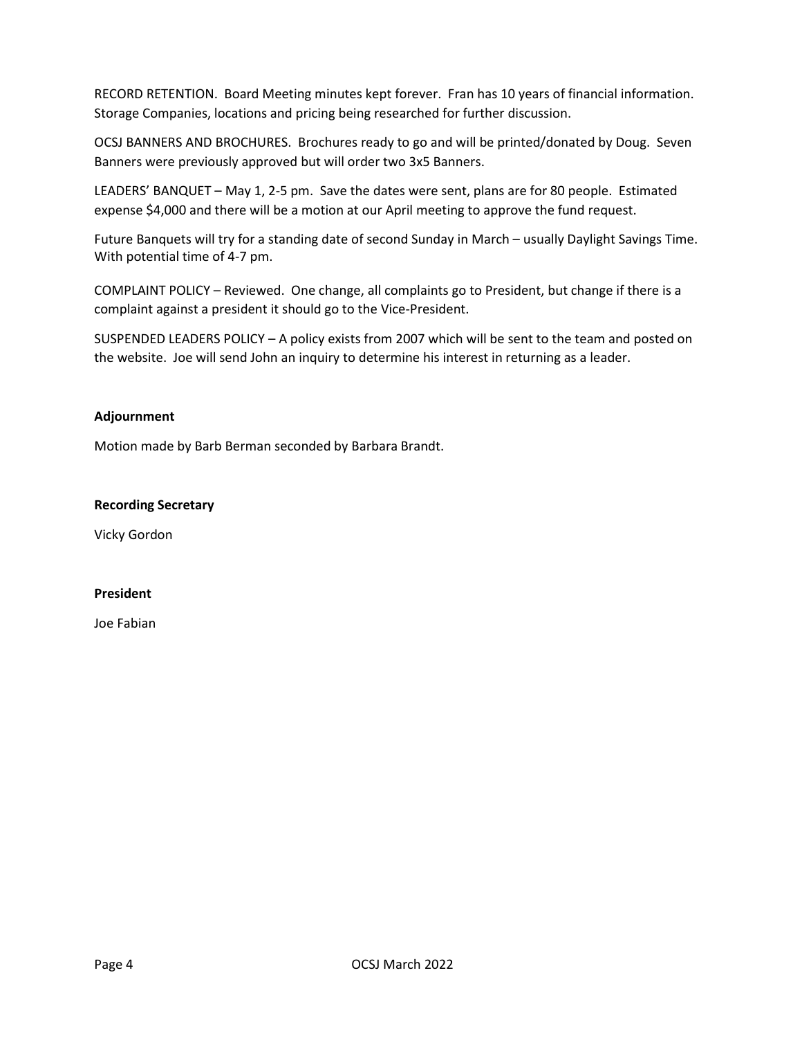RECORD RETENTION. Board Meeting minutes kept forever. Fran has 10 years of financial information. Storage Companies, locations and pricing being researched for further discussion.

OCSJ BANNERS AND BROCHURES. Brochures ready to go and will be printed/donated by Doug. Seven Banners were previously approved but will order two 3x5 Banners.

LEADERS' BANQUET – May 1, 2-5 pm. Save the dates were sent, plans are for 80 people. Estimated expense $4,000 and there will be a motion at our April meeting to approve the fund request.

Future Banquets will try for a standing date of second Sunday in March – usually Daylight Savings Time. With potential time of 4-7 pm.

COMPLAINT POLICY – Reviewed. One change, all complaints go to President, but change if there is a complaint against a president it should go to the Vice-President.

SUSPENDED LEADERS POLICY – A policy exists from 2007 which will be sent to the team and posted on the website. Joe will send John an inquiry to determine his interest in returning as a leader.

**Adjournment**

Motion made by Barb Berman seconded by Barbara Brandt.

**Recording Secretary**

Vicky Gordon

**President**

Joe Fabian